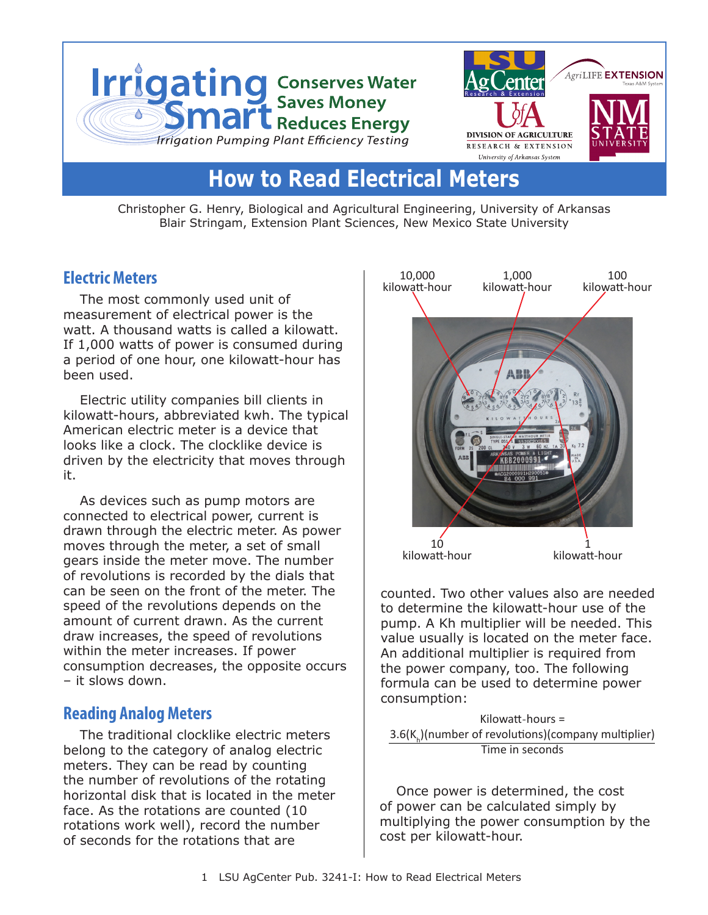# How to Read Electrical Meters

Christopher G. Henry, Biological and Agricultural Engineering, University of Arkansas
Blair Stringam, Extension Plant Sciences, New Mexico State University

## Electric Meters

The most commonly used unit of measurement of electrical power is the watt. A thousand watts is called a kilowatt. If 1,000 watts of power is consumed during a period of one hour, one kilowatt-hour has been used.

Electric utility companies bill clients in kilowatt-hours, abbreviated kwh. The typical American electric meter is a device that looks like a clock. The clocklike device is driven by the electricity that moves through it.

As devices such as pump motors are connected to electrical power, current is drawn through the electric meter. As power moves through the meter, a set of small gears inside the meter move. The number of revolutions is recorded by the dials that can be seen on the front of the meter. The speed of the revolutions depends on the amount of current drawn. As the current draw increases, the speed of revolutions within the meter increases. If power consumption decreases, the opposite occurs – it slows down.

## Reading Analog Meters

The traditional clocklike electric meters belong to the category of analog electric meters. They can be read by counting the number of revolutions of the rotating horizontal disk that is located in the meter face. As the rotations are counted (10 rotations work well), record the number of seconds for the rotations that are counted. Two other values also are needed to determine the kilowatt-hour use of the pump. A Kh multiplier will be needed. This value usually is located on the meter face. An additional multiplier is required from the power company, too. The following formula can be used to determine power consumption:

$$\text{Kilowatt-hours} = \frac{3.6(K_h)(\text{number of revolutions})(\text{company multiplier})}{\text{Time in seconds}}$$

Once power is determined, the cost of power can be calculated simply by multiplying the power consumption by the cost per kilowatt-hour.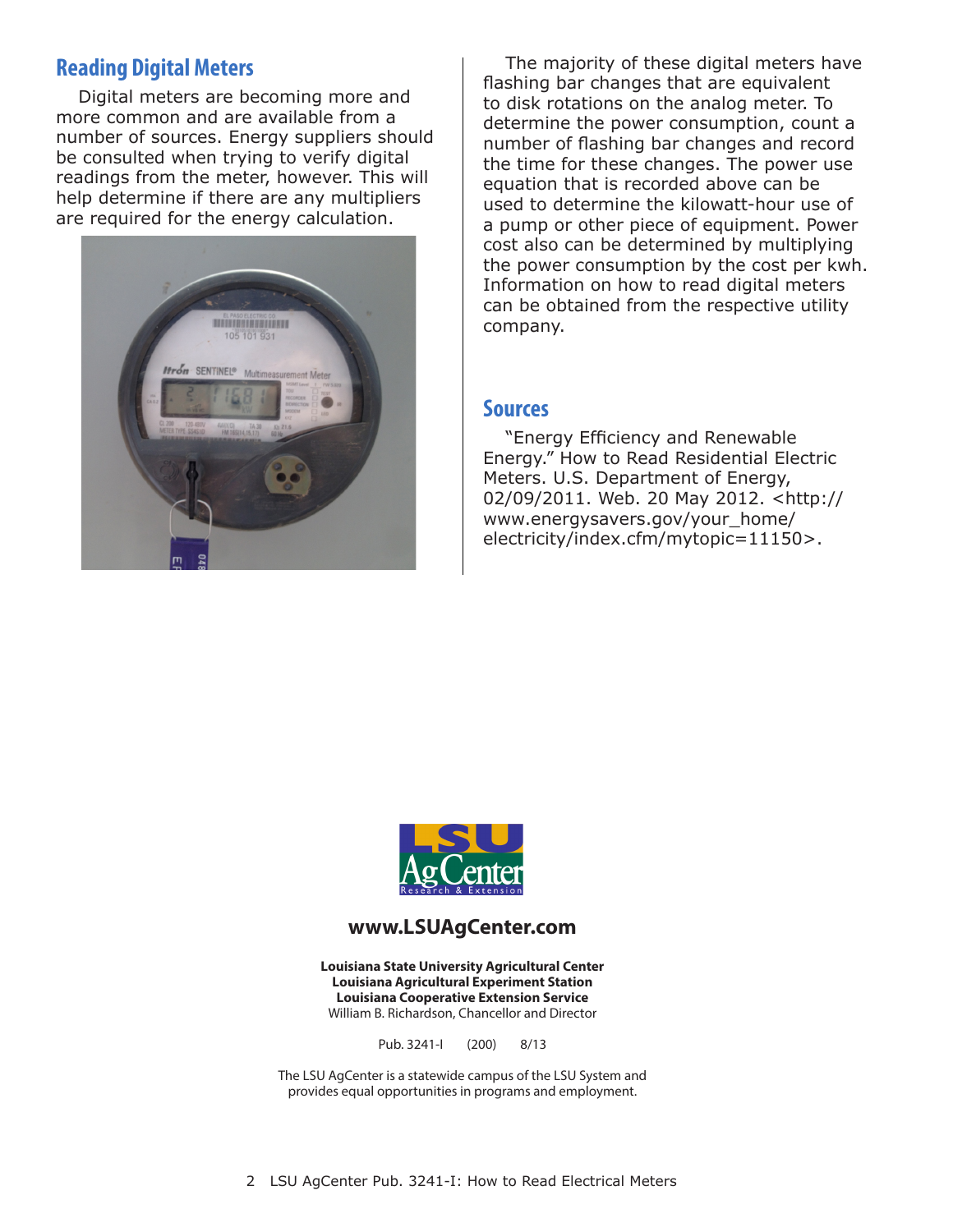## Reading Digital Meters

Digital meters are becoming more and more common and are available from a number of sources. Energy suppliers should be consulted when trying to verify digital readings from the meter, however. This will help determine if there are any multipliers are required for the energy calculation.

The majority of these digital meters have flashing bar changes that are equivalent to disk rotations on the analog meter. To determine the power consumption, count a number of flashing bar changes and record the time for these changes. The power use equation that is recorded above can be used to determine the kilowatt-hour use of a pump or other piece of equipment. Power cost also can be determined by multiplying the power consumption by the cost per kwh. Information on how to read digital meters can be obtained from the respective utility company.

## Sources

"Energy Efficiency and Renewable Energy." How to Read Residential Electric Meters. U.S. Department of Energy, 02/09/2011. Web. 20 May 2012. <http://www.energysavers.gov/your_home/electricity/index.cfm/mytopic=11150>.

**www.LSUAgCenter.com**

**Louisiana State University Agricultural Center**
**Louisiana Agricultural Experiment Station**
**Louisiana Cooperative Extension Service**
William B. Richardson, Chancellor and Director

Pub. 3241-I (200) 8/13

The LSU AgCenter is a statewide campus of the LSU System and provides equal opportunities in programs and employment.